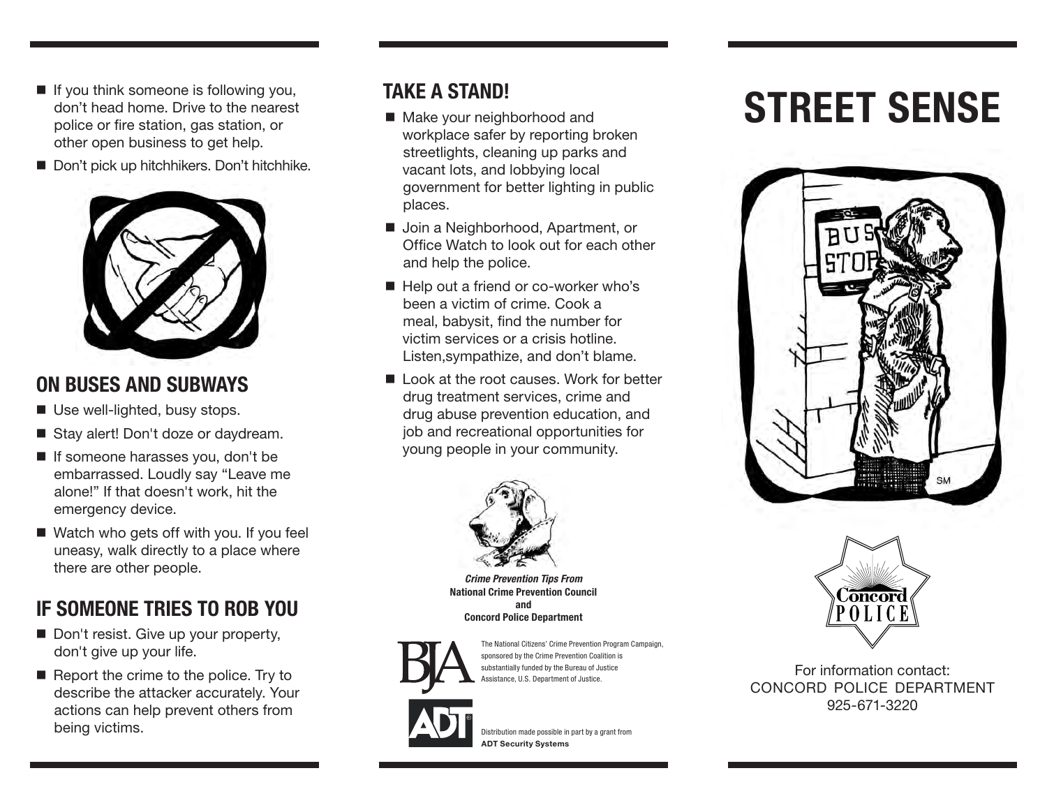- If you think someone is following you, don't head home. Drive to the nearest police or fire station, gas station, or other open business to get help.
- Don't pick up hitchhikers. Don't hitchhike.

## ON BUSES AND SUBWAYS

- Use well-lighted, busy stops.
- Stay alert! Don't doze or daydream.
- If someone harasses you, don't be embarrassed. Loudly say "Leave me alone!" If that doesn't work, hit the emergency device.
- Watch who gets off with you. If you feel uneasy, walk directly to a place where there are other people.

## IF SOMEONE TRIES TO ROB YOU

- Don't resist. Give up your property, don't give up your life.
- Report the crime to the police. Try to describe the attacker accurately. Your actions can help prevent others from being victims.

## TAKE A STAND!

- Make your neighborhood and workplace safer by reporting broken streetlights, cleaning up parks and vacant lots, and lobbying local government for better lighting in public places.
- Join a Neighborhood, Apartment, or Office Watch to look out for each other and help the police.
- Help out a friend or co-worker who's been a victim of crime. Cook a meal, babysit, find the number for victim services or a crisis hotline. Listen,sympathize, and don't blame.
- Look at the root causes. Work for better drug treatment services, crime and drug abuse prevention education, and job and recreational opportunities for young people in your community.

***Crime Prevention Tips From***
**National Crime Prevention Council**
**and**
**Concord Police Department**

The National Citizens' Crime Prevention Program Campaign, sponsored by the Crime Prevention Coalition is substantially funded by the Bureau of Justice Assistance, U.S. Department of Justice.

Distribution made possible in part by a grant from **ADT Security Systems**

# STREET SENSE

For information contact:
CONCORD POLICE DEPARTMENT
925-671-3220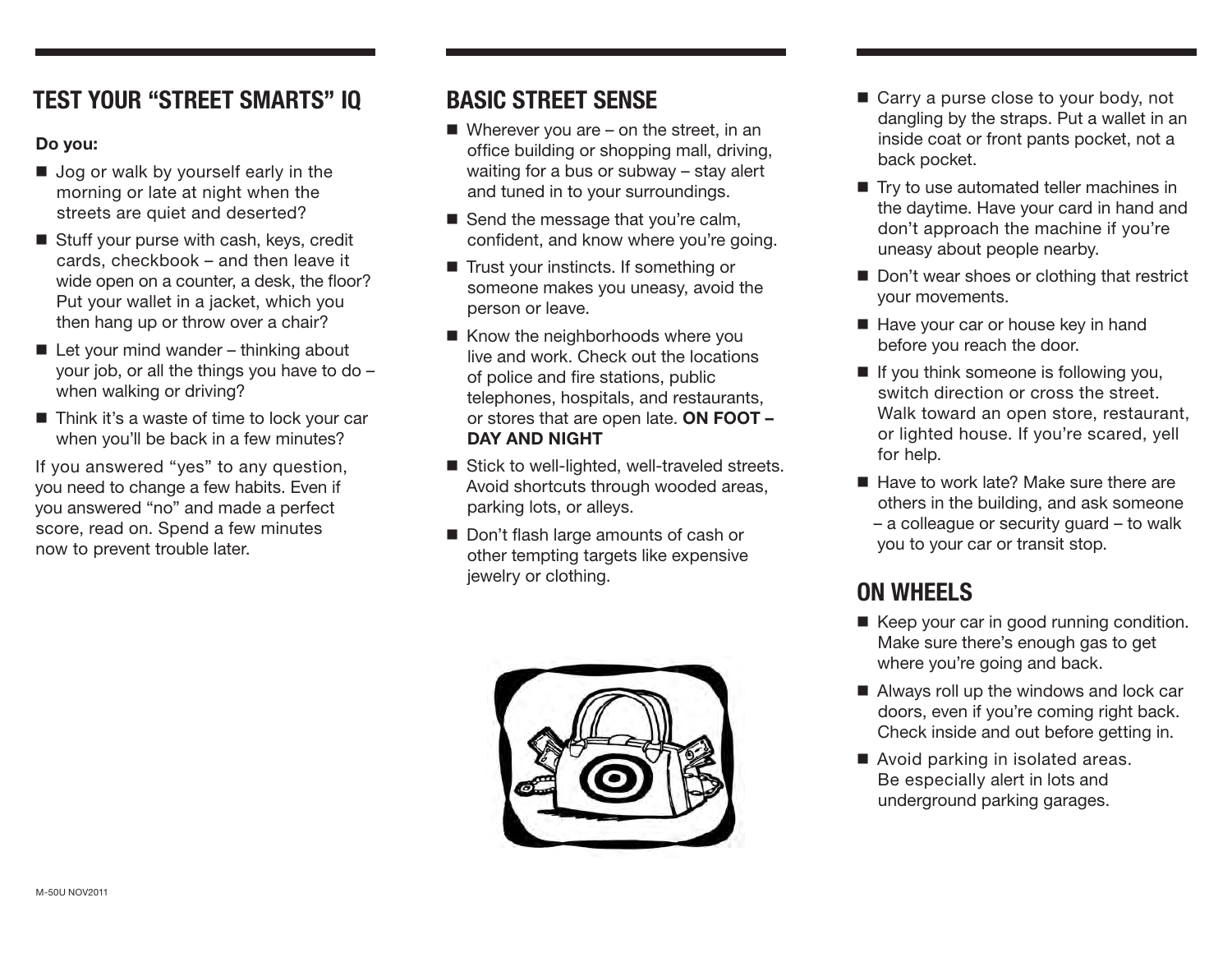## TEST YOUR "STREET SMARTS" IQ

**Do you:**

- Jog or walk by yourself early in the morning or late at night when the streets are quiet and deserted?
- Stuff your purse with cash, keys, credit cards, checkbook – and then leave it wide open on a counter, a desk, the floor? Put your wallet in a jacket, which you then hang up or throw over a chair?
- Let your mind wander – thinking about your job, or all the things you have to do – when walking or driving?
- Think it's a waste of time to lock your car when you'll be back in a few minutes?

If you answered "yes" to any question, you need to change a few habits. Even if you answered "no" and made a perfect score, read on. Spend a few minutes now to prevent trouble later.

## BASIC STREET SENSE

- Wherever you are – on the street, in an office building or shopping mall, driving, waiting for a bus or subway – stay alert and tuned in to your surroundings.
- Send the message that you're calm, confident, and know where you're going.
- Trust your instincts. If something or someone makes you uneasy, avoid the person or leave.
- Know the neighborhoods where you live and work. Check out the locations of police and fire stations, public telephones, hospitals, and restaurants, or stores that are open late. **ON FOOT – DAY AND NIGHT**
- Stick to well-lighted, well-traveled streets. Avoid shortcuts through wooded areas, parking lots, or alleys.
- Don't flash large amounts of cash or other tempting targets like expensive jewelry or clothing.
- Carry a purse close to your body, not dangling by the straps. Put a wallet in an inside coat or front pants pocket, not a back pocket.
- Try to use automated teller machines in the daytime. Have your card in hand and don't approach the machine if you're uneasy about people nearby.
- Don't wear shoes or clothing that restrict your movements.
- Have your car or house key in hand before you reach the door.
- If you think someone is following you, switch direction or cross the street. Walk toward an open store, restaurant, or lighted house. If you're scared, yell for help.
- Have to work late? Make sure there are others in the building, and ask someone – a colleague or security guard – to walk you to your car or transit stop.

## ON WHEELS

- Keep your car in good running condition. Make sure there's enough gas to get where you're going and back.
- Always roll up the windows and lock car doors, even if you're coming right back. Check inside and out before getting in.
- Avoid parking in isolated areas. Be especially alert in lots and underground parking garages.

M-50U NOV2011